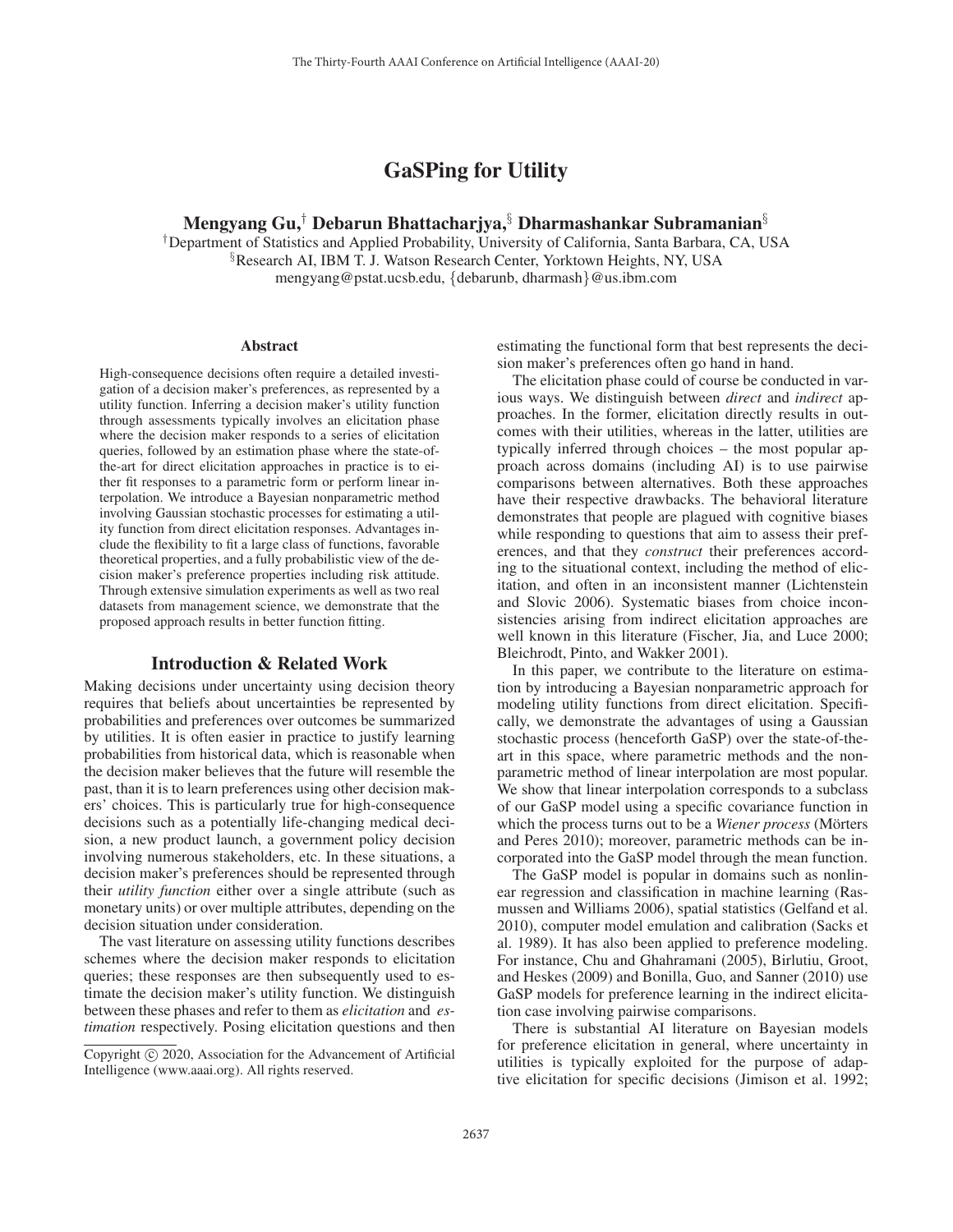# GaSPing for Utility

**Mengyang Gu,[†] Debarun Bhattacharjya,[§] Dharmashankar Subramanian[§]**

[†]Department of Statistics and Applied Probability, University of California, Santa Barbara, CA, USA
[§]Research AI, IBM T. J. Watson Research Center, Yorktown Heights, NY, USA
mengyang@pstat.ucsb.edu, {debarunb, dharmash}@us.ibm.com

## Abstract

High-consequence decisions often require a detailed investigation of a decision maker's preferences, as represented by a utility function. Inferring a decision maker's utility function through assessments typically involves an elicitation phase where the decision maker responds to a series of elicitation queries, followed by an estimation phase where the state-of-the-art for direct elicitation approaches in practice is to either fit responses to a parametric form or perform linear interpolation. We introduce a Bayesian nonparametric method involving Gaussian stochastic processes for estimating a utility function from direct elicitation responses. Advantages include the flexibility to fit a large class of functions, favorable theoretical properties, and a fully probabilistic view of the decision maker's preference properties including risk attitude. Through extensive simulation experiments as well as two real datasets from management science, we demonstrate that the proposed approach results in better function fitting.

## Introduction & Related Work

Making decisions under uncertainty using decision theory requires that beliefs about uncertainties be represented by probabilities and preferences over outcomes be summarized by utilities. It is often easier in practice to justify learning probabilities from historical data, which is reasonable when the decision maker believes that the future will resemble the past, than it is to learn preferences using other decision makers' choices. This is particularly true for high-consequence decisions such as a potentially life-changing medical decision, a new product launch, a government policy decision involving numerous stakeholders, etc. In these situations, a decision maker's preferences should be represented through their *utility function* either over a single attribute (such as monetary units) or over multiple attributes, depending on the decision situation under consideration.

The vast literature on assessing utility functions describes schemes where the decision maker responds to elicitation queries; these responses are then subsequently used to estimate the decision maker's utility function. We distinguish between these phases and refer to them as *elicitation* and *estimation* respectively. Posing elicitation questions and then estimating the functional form that best represents the decision maker's preferences often go hand in hand.

The elicitation phase could of course be conducted in various ways. We distinguish between *direct* and *indirect* approaches. In the former, elicitation directly results in outcomes with their utilities, whereas in the latter, utilities are typically inferred through choices – the most popular approach across domains (including AI) is to use pairwise comparisons between alternatives. Both these approaches have their respective drawbacks. The behavioral literature demonstrates that people are plagued with cognitive biases while responding to questions that aim to assess their preferences, and that they *construct* their preferences according to the situational context, including the method of elicitation, and often in an inconsistent manner (Lichtenstein and Slovic 2006). Systematic biases from choice inconsistencies arising from indirect elicitation approaches are well known in this literature (Fischer, Jia, and Luce 2000; Bleichrodt, Pinto, and Wakker 2001).

In this paper, we contribute to the literature on estimation by introducing a Bayesian nonparametric approach for modeling utility functions from direct elicitation. Specifically, we demonstrate the advantages of using a Gaussian stochastic process (henceforth GaSP) over the state-of-the-art in this space, where parametric methods and the nonparametric method of linear interpolation are most popular. We show that linear interpolation corresponds to a subclass of our GaSP model using a specific covariance function in which the process turns out to be a *Wiener process* (Mörters and Peres 2010); moreover, parametric methods can be incorporated into the GaSP model through the mean function.

The GaSP model is popular in domains such as nonlinear regression and classification in machine learning (Rasmussen and Williams 2006), spatial statistics (Gelfand et al. 2010), computer model emulation and calibration (Sacks et al. 1989). It has also been applied to preference modeling. For instance, Chu and Ghahramani (2005), Birlutiu, Groot, and Heskes (2009) and Bonilla, Guo, and Sanner (2010) use GaSP models for preference learning in the indirect elicitation case involving pairwise comparisons.

There is substantial AI literature on Bayesian models for preference elicitation in general, where uncertainty in utilities is typically exploited for the purpose of adaptive elicitation for specific decisions (Jimison et al. 1992;

Copyright © 2020, Association for the Advancement of Artificial Intelligence (www.aaai.org). All rights reserved.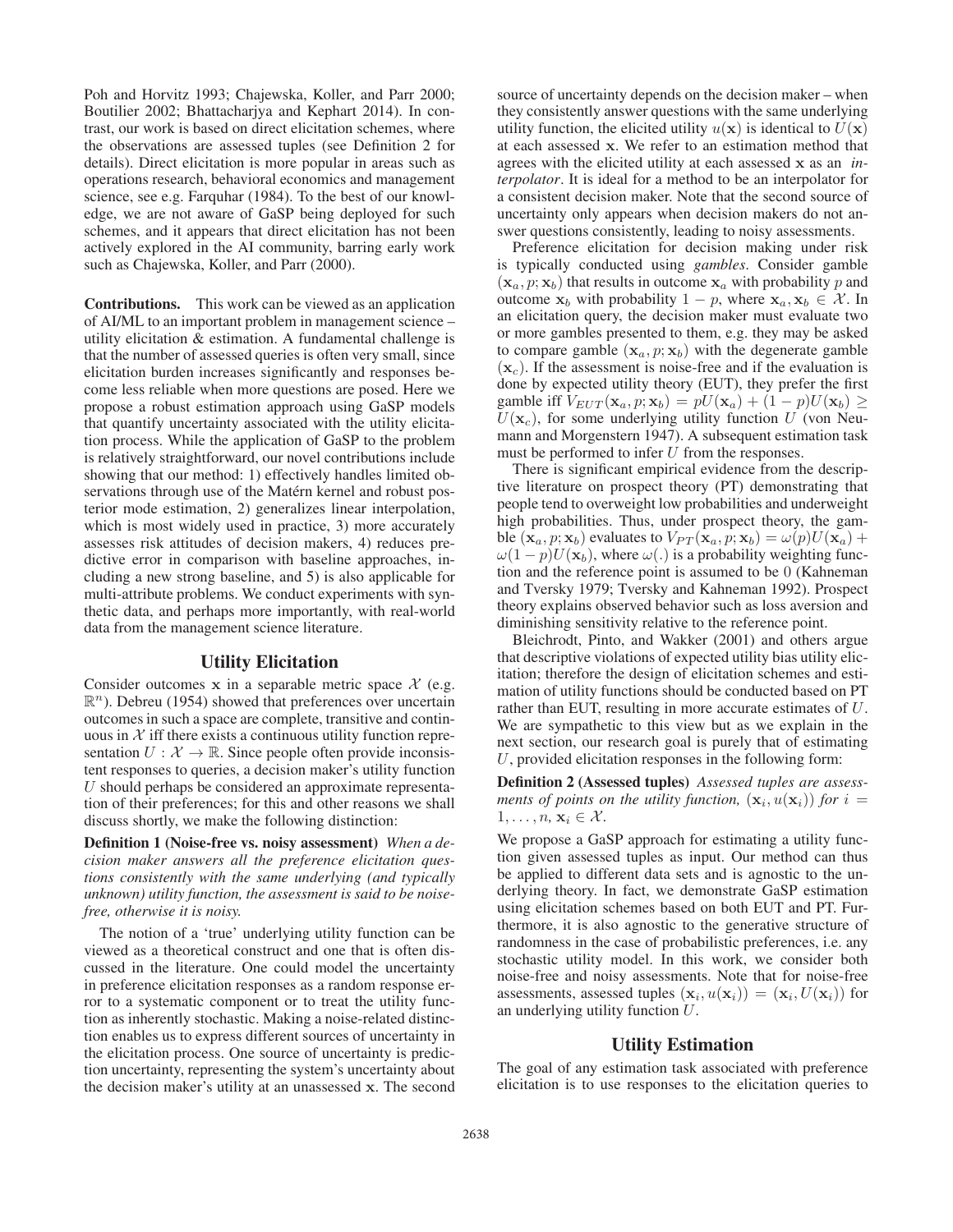Poh and Horvitz 1993; Chajewska, Koller, and Parr 2000; Boutilier 2002; Bhattacharjya and Kephart 2014). In contrast, our work is based on direct elicitation schemes, where the observations are assessed tuples (see Definition 2 for details). Direct elicitation is more popular in areas such as operations research, behavioral economics and management science, see e.g. Farquhar (1984). To the best of our knowledge, we are not aware of GaSP being deployed for such schemes, and it appears that direct elicitation has not been actively explored in the AI community, barring early work such as Chajewska, Koller, and Parr (2000).

**Contributions.** This work can be viewed as an application of AI/ML to an important problem in management science – utility elicitation & estimation. A fundamental challenge is that the number of assessed queries is often very small, since elicitation burden increases significantly and responses become less reliable when more questions are posed. Here we propose a robust estimation approach using GaSP models that quantify uncertainty associated with the utility elicitation process. While the application of GaSP to the problem is relatively straightforward, our novel contributions include showing that our method: 1) effectively handles limited observations through use of the Matérn kernel and robust posterior mode estimation, 2) generalizes linear interpolation, which is most widely used in practice, 3) more accurately assesses risk attitudes of decision makers, 4) reduces predictive error in comparison with baseline approaches, including a new strong baseline, and 5) is also applicable for multi-attribute problems. We conduct experiments with synthetic data, and perhaps more importantly, with real-world data from the management science literature.

## Utility Elicitation

Consider outcomes $\mathbf{x}$ in a separable metric space $\mathcal{X}$ (e.g. $\mathbb{R}^n$). Debreu (1954) showed that preferences over uncertain outcomes in such a space are complete, transitive and continuous in $\mathcal{X}$ iff there exists a continuous utility function representation $U : \mathcal{X} \to \mathbb{R}$. Since people often provide inconsistent responses to queries, a decision maker's utility function $U$ should perhaps be considered an approximate representation of their preferences; for this and other reasons we shall discuss shortly, we make the following distinction:

**Definition 1 (Noise-free vs. noisy assessment)** *When a decision maker answers all the preference elicitation questions consistently with the same underlying (and typically unknown) utility function, the assessment is said to be noise-free, otherwise it is noisy.*

The notion of a 'true' underlying utility function can be viewed as a theoretical construct and one that is often discussed in the literature. One could model the uncertainty in preference elicitation responses as a random response error to a systematic component or to treat the utility function as inherently stochastic. Making a noise-related distinction enables us to express different sources of uncertainty in the elicitation process. One source of uncertainty is prediction uncertainty, representing the system's uncertainty about the decision maker's utility at an unassessed $\mathbf{x}$. The second source of uncertainty depends on the decision maker – when they consistently answer questions with the same underlying utility function, the elicited utility $u(\mathbf{x})$ is identical to $U(\mathbf{x})$ at each assessed $\mathbf{x}$. We refer to an estimation method that agrees with the elicited utility at each assessed $\mathbf{x}$ as an *interpolator*. It is ideal for a method to be an interpolator for a consistent decision maker. Note that the second source of uncertainty only appears when decision makers do not answer questions consistently, leading to noisy assessments.

Preference elicitation for decision making under risk is typically conducted using *gambles*. Consider gamble $(\mathbf{x}_a, p; \mathbf{x}_b)$ that results in outcome $\mathbf{x}_a$ with probability $p$ and outcome $\mathbf{x}_b$ with probability $1-p$, where $\mathbf{x}_a, \mathbf{x}_b \in \mathcal{X}$. In an elicitation query, the decision maker must evaluate two or more gambles presented to them, e.g. they may be asked to compare gamble $(\mathbf{x}_a, p; \mathbf{x}_b)$ with the degenerate gamble $(\mathbf{x}_c)$. If the assessment is noise-free and if the evaluation is done by expected utility theory (EUT), they prefer the first gamble iff $V_{EUT}(\mathbf{x}_a, p; \mathbf{x}_b) = pU(\mathbf{x}_a) + (1-p)U(\mathbf{x}_b) \geq U(\mathbf{x}_c)$, for some underlying utility function $U$ (von Neumann and Morgenstern 1947). A subsequent estimation task must be performed to infer $U$ from the responses.

There is significant empirical evidence from the descriptive literature on prospect theory (PT) demonstrating that people tend to overweight low probabilities and underweight high probabilities. Thus, under prospect theory, the gamble $(\mathbf{x}_a, p; \mathbf{x}_b)$ evaluates to $V_{PT}(\mathbf{x}_a, p; \mathbf{x}_b) = \omega(p)U(\mathbf{x}_a) + \omega(1-p)U(\mathbf{x}_b)$, where $\omega(.)$ is a probability weighting function and the reference point is assumed to be 0 (Kahneman and Tversky 1979; Tversky and Kahneman 1992). Prospect theory explains observed behavior such as loss aversion and diminishing sensitivity relative to the reference point.

Bleichrodt, Pinto, and Wakker (2001) and others argue that descriptive violations of expected utility bias utility elicitation; therefore the design of elicitation schemes and estimation of utility functions should be conducted based on PT rather than EUT, resulting in more accurate estimates of $U$. We are sympathetic to this view but as we explain in the next section, our research goal is purely that of estimating $U$, provided elicitation responses in the following form:

**Definition 2 (Assessed tuples)** *Assessed tuples are assessments of points on the utility function, $(\mathbf{x}_i, u(\mathbf{x}_i))$ for $i = 1, \ldots, n$, $\mathbf{x}_i \in \mathcal{X}$.*

We propose a GaSP approach for estimating a utility function given assessed tuples as input. Our method can thus be applied to different data sets and is agnostic to the underlying theory. In fact, we demonstrate GaSP estimation using elicitation schemes based on both EUT and PT. Furthermore, it is also agnostic to the generative structure of randomness in the case of probabilistic preferences, i.e. any stochastic utility model. In this work, we consider both noise-free and noisy assessments. Note that for noise-free assessments, assessed tuples $(\mathbf{x}_i, u(\mathbf{x}_i)) = (\mathbf{x}_i, U(\mathbf{x}_i))$ for an underlying utility function $U$.

## Utility Estimation

The goal of any estimation task associated with preference elicitation is to use responses to the elicitation queries to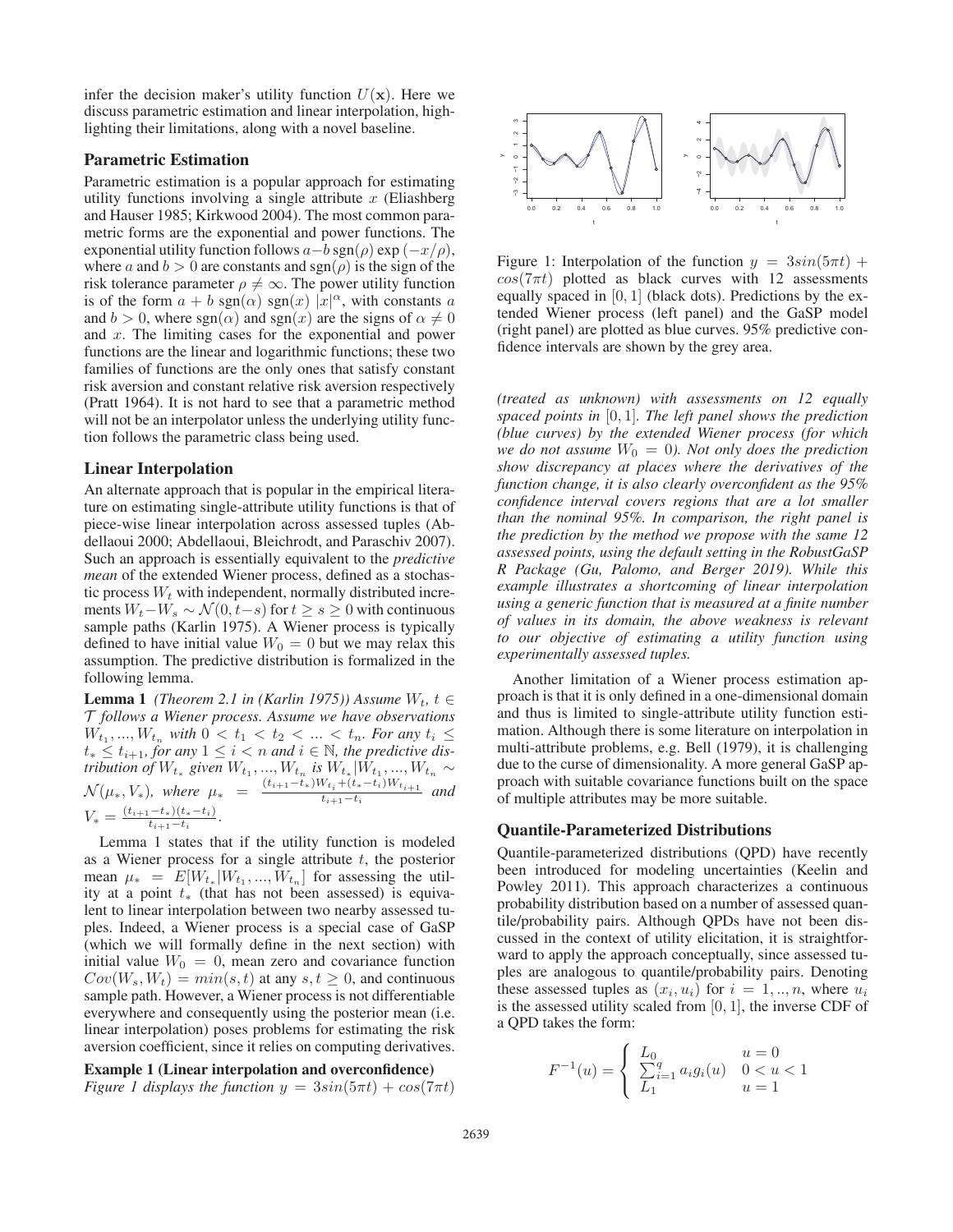infer the decision maker's utility function $U(\mathbf{x})$. Here we discuss parametric estimation and linear interpolation, highlighting their limitations, along with a novel baseline.

## Parametric Estimation

Parametric estimation is a popular approach for estimating utility functions involving a single attribute $x$ (Eliashberg and Hauser 1985; Kirkwood 2004). The most common parametric forms are the exponential and power functions. The exponential utility function follows $a - b\,\mathrm{sgn}(\rho)\exp(-x/\rho)$, where $a$ and $b > 0$ are constants and $\mathrm{sgn}(\rho)$ is the sign of the risk tolerance parameter $\rho \neq \infty$. The power utility function is of the form $a + b\ \mathrm{sgn}(\alpha)\ \mathrm{sgn}(x)\ |x|^{\alpha}$, with constants $a$ and $b > 0$, where $\mathrm{sgn}(\alpha)$ and $\mathrm{sgn}(x)$ are the signs of $\alpha \neq 0$ and $x$. The limiting cases for the exponential and power functions are the linear and logarithmic functions; these two families of functions are the only ones that satisfy constant risk aversion and constant relative risk aversion respectively (Pratt 1964). It is not hard to see that a parametric method will not be an interpolator unless the underlying utility function follows the parametric class being used.

## Linear Interpolation

An alternate approach that is popular in the empirical literature on estimating single-attribute utility functions is that of piece-wise linear interpolation across assessed tuples (Abdellaoui 2000; Abdellaoui, Bleichrodt, and Paraschiv 2007). Such an approach is essentially equivalent to the *predictive mean* of the extended Wiener process, defined as a stochastic process $W_t$ with independent, normally distributed increments $W_t - W_s \sim \mathcal{N}(0, t-s)$ for $t \geq s \geq 0$ with continuous sample paths (Karlin 1975). A Wiener process is typically defined to have initial value $W_0 = 0$ but we may relax this assumption. The predictive distribution is formalized in the following lemma.

**Lemma 1** *(Theorem 2.1 in (Karlin 1975)) Assume $W_t$, $t \in \mathcal{T}$ follows a Wiener process. Assume we have observations $W_{t_1}, ..., W_{t_n}$ with $0 < t_1 < t_2 < ... < t_n$. For any $t_i \leq t_* \leq t_{i+1}$, for any $1 \leq i < n$ and $i \in \mathbb{N}$, the predictive distribution of $W_{t_*}$ given $W_{t_1}, ..., W_{t_n}$ is $W_{t_*}|W_{t_1}, ..., W_{t_n} \sim \mathcal{N}(\mu_*, V_*)$, where $\mu_* = \frac{(t_{i+1}-t_*)W_{t_i} + (t_* - t_i)W_{t_{i+1}}}{t_{i+1}-t_i}$ and $V_* = \frac{(t_{i+1}-t_*)(t_*-t_i)}{t_{i+1}-t_i}$.*

Lemma 1 states that if the utility function is modeled as a Wiener process for a single attribute $t$, the posterior mean $\mu_* = E[W_{t_*}|W_{t_1}, ..., W_{t_n}]$ for assessing the utility at a point $t_*$ (that has not been assessed) is equivalent to linear interpolation between two nearby assessed tuples. Indeed, a Wiener process is a special case of GaSP (which we will formally define in the next section) with initial value $W_0 = 0$, mean zero and covariance function $Cov(W_s, W_t) = min(s, t)$ at any $s, t \geq 0$, and continuous sample path. However, a Wiener process is not differentiable everywhere and consequently using the posterior mean (i.e. linear interpolation) poses problems for estimating the risk aversion coefficient, since it relies on computing derivatives.

**Example 1 (Linear interpolation and overconfidence)** *Figure 1 displays the function $y = 3sin(5\pi t) + cos(7\pi t)$ (treated as unknown) with assessments on 12 equally spaced points in $[0, 1]$. The left panel shows the prediction (blue curves) by the extended Wiener process (for which we do not assume $W_0 = 0$). Not only does the prediction show discrepancy at places where the derivatives of the function change, it is also clearly overconfident as the 95% confidence interval covers regions that are a lot smaller than the nominal 95%. In comparison, the right panel is the prediction by the method we propose with the same 12 assessed points, using the default setting in the RobustGaSP R Package (Gu, Palomo, and Berger 2019). While this example illustrates a shortcoming of linear interpolation using a generic function that is measured at a finite number of values in its domain, the above weakness is relevant to our objective of estimating a utility function using experimentally assessed tuples.*

Figure 1: Interpolation of the function $y = 3sin(5\pi t) + cos(7\pi t)$ plotted as black curves with 12 assessments equally spaced in $[0, 1]$ (black dots). Predictions by the extended Wiener process (left panel) and the GaSP model (right panel) are plotted as blue curves. 95% predictive confidence intervals are shown by the grey area.

Another limitation of a Wiener process estimation approach is that it is only defined in a one-dimensional domain and thus is limited to single-attribute utility function estimation. Although there is some literature on interpolation in multi-attribute problems, e.g. Bell (1979), it is challenging due to the curse of dimensionality. A more general GaSP approach with suitable covariance functions built on the space of multiple attributes may be more suitable.

## Quantile-Parameterized Distributions

Quantile-parameterized distributions (QPD) have recently been introduced for modeling uncertainties (Keelin and Powley 2011). This approach characterizes a continuous probability distribution based on a number of assessed quantile/probability pairs. Although QPDs have not been discussed in the context of utility elicitation, it is straightforward to apply the approach conceptually, since assessed tuples are analogous to quantile/probability pairs. Denoting these assessed tuples as $(x_i, u_i)$ for $i = 1, .., n$, where $u_i$ is the assessed utility scaled from $[0, 1]$, the inverse CDF of a QPD takes the form:

$$F^{-1}(u) = \begin{cases} L_0 & u = 0 \\ \sum_{i=1}^{q} a_i g_i(u) & 0 < u < 1 \\ L_1 & u = 1 \end{cases}$$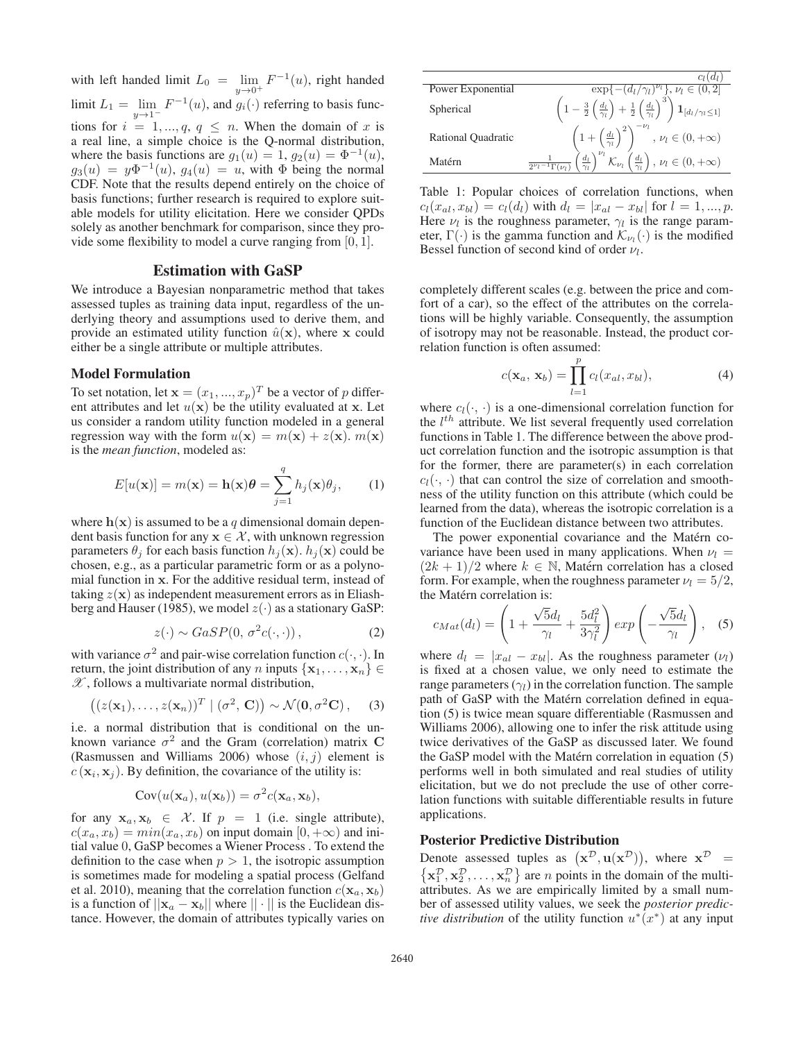with left handed limit $L_0 = \lim_{y \to 0^+} F^{-1}(u)$, right handed limit $L_1 = \lim_{y \to 1^-} F^{-1}(u)$, and $g_i(\cdot)$ referring to basis functions for $i = 1, ..., q$, $q \leq n$. When the domain of $x$ is a real line, a simple choice is the Q-normal distribution, where the basis functions are $g_1(u) = 1$, $g_2(u) = \Phi^{-1}(u)$, $g_3(u) = y\Phi^{-1}(u)$, $g_4(u) = u$, with $\Phi$ being the normal CDF. Note that the results depend entirely on the choice of basis functions; further research is required to explore suitable models for utility elicitation. Here we consider QPDs solely as another benchmark for comparison, since they provide some flexibility to model a curve ranging from $[0, 1]$.

## Estimation with GaSP

We introduce a Bayesian nonparametric method that takes assessed tuples as training data input, regardless of the underlying theory and assumptions used to derive them, and provide an estimated utility function $\hat{u}(\mathbf{x})$, where $\mathbf{x}$ could either be a single attribute or multiple attributes.

### Model Formulation

To set notation, let $\mathbf{x} = (x_1, ..., x_p)^T$ be a vector of $p$ different attributes and let $u(\mathbf{x})$ be the utility evaluated at $\mathbf{x}$. Let us consider a random utility function modeled in a general regression way with the form $u(\mathbf{x}) = m(\mathbf{x}) + z(\mathbf{x})$. $m(\mathbf{x})$ is the *mean function*, modeled as:

$$E[u(\mathbf{x})] = m(\mathbf{x}) = \mathbf{h}(\mathbf{x})\boldsymbol{\theta} = \sum_{j=1}^{q} h_j(\mathbf{x})\theta_j, \qquad (1)$$

where $\mathbf{h}(\mathbf{x})$ is assumed to be a $q$ dimensional domain dependent basis function for any $\mathbf{x} \in \mathcal{X}$, with unknown regression parameters $\theta_j$ for each basis function $h_j(\mathbf{x})$. $h_j(\mathbf{x})$ could be chosen, e.g., as a particular parametric form or as a polynomial function in $\mathbf{x}$. For the additive residual term, instead of taking $z(\mathbf{x})$ as independent measurement errors as in Eliashberg and Hauser (1985), we model $z(\cdot)$ as a stationary GaSP:

$$z(\cdot) \sim GaSP(0, \sigma^2 c(\cdot, \cdot)), \qquad (2)$$

with variance $\sigma^2$ and pair-wise correlation function $c(\cdot, \cdot)$. In return, the joint distribution of any $n$ inputs $\{\mathbf{x}_1, \ldots, \mathbf{x}_n\} \in \mathscr{X}$, follows a multivariate normal distribution,

$$\left((z(\mathbf{x}_1), \ldots, z(\mathbf{x}_n))^T \mid (\sigma^2, \mathbf{C})\right) \sim \mathcal{N}(\mathbf{0}, \sigma^2\mathbf{C}), \qquad (3)$$

i.e. a normal distribution that is conditional on the unknown variance $\sigma^2$ and the Gram (correlation) matrix $\mathbf{C}$ (Rasmussen and Williams 2006) whose $(i, j)$ element is $c(\mathbf{x}_i, \mathbf{x}_j)$. By definition, the covariance of the utility is:

$$\text{Cov}(u(\mathbf{x}_a), u(\mathbf{x}_b)) = \sigma^2 c(\mathbf{x}_a, \mathbf{x}_b),$$

for any $\mathbf{x}_a, \mathbf{x}_b \in \mathcal{X}$. If $p = 1$ (i.e. single attribute), $c(x_a, x_b) = min(x_a, x_b)$ on input domain $[0, +\infty)$ and initial value 0, GaSP becomes a Wiener Process . To extend the definition to the case when $p > 1$, the isotropic assumption is sometimes made for modeling a spatial process (Gelfand et al. 2010), meaning that the correlation function $c(\mathbf{x}_a, \mathbf{x}_b)$ is a function of $||\mathbf{x}_a - \mathbf{x}_b||$ where $|| \cdot ||$ is the Euclidean distance. However, the domain of attributes typically varies on completely different scales (e.g. between the price and comfort of a car), so the effect of the attributes on the correlations will be highly variable. Consequently, the assumption of isotropy may not be reasonable. Instead, the product correlation function is often assumed:

$$c(\mathbf{x}_a, \mathbf{x}_b) = \prod_{l=1}^{p} c_l(x_{al}, x_{bl}), \qquad (4)$$

where $c_l(\cdot, \cdot)$ is a one-dimensional correlation function for the $l^{th}$ attribute. We list several frequently used correlation functions in Table 1. The difference between the above product correlation function and the isotropic assumption is that for the former, there are parameter(s) in each correlation $c_l(\cdot, \cdot)$ that can control the size of correlation and smoothness of the utility function on this attribute (which could be learned from the data), whereas the isotropic correlation is a function of the Euclidean distance between two attributes.

| | $c_l(d_l)$ |
|---|---|
| Power Exponential | $\exp\{-(d_l/\gamma_l)^{\nu_l}\}$, $\nu_l \in (0, 2]$ |
| Spherical | $\left(1 - \frac{3}{2}\left(\frac{d_l}{\gamma_l}\right) + \frac{1}{2}\left(\frac{d_l}{\gamma_l}\right)^3\right) \mathbf{1}_{[d_l/\gamma_l \leq 1]}$ |
| Rational Quadratic | $\left(1 + \left(\frac{d_l}{\gamma_l}\right)^2\right)^{-\nu_l}$, $\nu_l \in (0, +\infty)$ |
| Matérn | $\frac{1}{2^{\nu_l - 1}\Gamma(\nu_l)}\left(\frac{d_l}{\gamma_l}\right)^{\nu_l} \mathcal{K}_{\nu_l}\left(\frac{d_l}{\gamma_l}\right)$, $\nu_l \in (0, +\infty)$ |

Table 1: Popular choices of correlation functions, when $c_l(x_{al}, x_{bl}) = c_l(d_l)$ with $d_l = |x_{al} - x_{bl}|$ for $l = 1, ..., p$. Here $\nu_l$ is the roughness parameter, $\gamma_l$ is the range parameter, $\Gamma(\cdot)$ is the gamma function and $\mathcal{K}_{\nu_l}(\cdot)$ is the modified Bessel function of second kind of order $\nu_l$.

The power exponential covariance and the Matérn covariance have been used in many applications. When $\nu_l = (2k + 1)/2$ where $k \in \mathbb{N}$, Matérn correlation has a closed form. For example, when the roughness parameter $\nu_l = 5/2$, the Matérn correlation is:

$$c_{Mat}(d_l) = \left(1 + \frac{\sqrt{5}d_l}{\gamma_l} + \frac{5d_l^2}{3\gamma_l^2}\right) exp\left(-\frac{\sqrt{5}d_l}{\gamma_l}\right), \qquad (5)$$

where $d_l = |x_{al} - x_{bl}|$. As the roughness parameter ($\nu_l$) is fixed at a chosen value, we only need to estimate the range parameters ($\gamma_l$) in the correlation function. The sample path of GaSP with the Matérn correlation defined in equation (5) is twice mean square differentiable (Rasmussen and Williams 2006), allowing one to infer the risk attitude using twice derivatives of the GaSP as discussed later. We found the GaSP model with the Matérn correlation in equation (5) performs well in both simulated and real studies of utility elicitation, but we do not preclude the use of other correlation functions with suitable differentiable results in future applications.

### Posterior Predictive Distribution

Denote assessed tuples as $\left(\mathbf{x}^{\mathcal{D}}, \mathbf{u}(\mathbf{x}^{\mathcal{D}})\right)$, where $\mathbf{x}^{\mathcal{D}} = \left\{\mathbf{x}_1^{\mathcal{D}}, \mathbf{x}_2^{\mathcal{D}}, \ldots, \mathbf{x}_n^{\mathcal{D}}\right\}$ are $n$ points in the domain of the multi-attributes. As we are empirically limited by a small number of assessed utility values, we seek the *posterior predictive distribution* of the utility function $u^*(x^*)$ at any input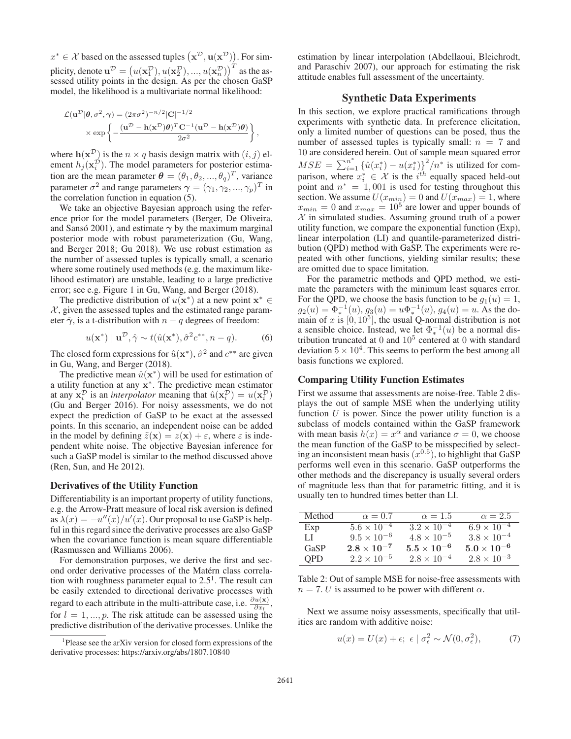$x^* \in \mathcal{X}$ based on the assessed tuples $\left(\mathbf{x}^{\mathcal{D}}, \mathbf{u}(\mathbf{x}^{\mathcal{D}})\right)$. For simplicity, denote $\mathbf{u}^{\mathcal{D}} = \left(u(\mathbf{x}_1^{\mathcal{D}}), u(\mathbf{x}_2^{\mathcal{D}}), ..., u(\mathbf{x}_n^{\mathcal{D}})\right)^T$ as the assessed utility points in the design. As per the chosen GaSP model, the likelihood is a multivariate normal likelihood:

$$\mathcal{L}(\mathbf{u}^{\mathcal{D}}|\boldsymbol{\theta}, \sigma^2, \boldsymbol{\gamma}) = (2\pi\sigma^2)^{-n/2}|\mathbf{C}|^{-1/2} \times \exp\left\{-\frac{(\mathbf{u}^{\mathcal{D}} - \mathbf{h}(\mathbf{x}^{\mathcal{D}})\boldsymbol{\theta})^T\mathbf{C}^{-1}(\mathbf{u}^{\mathcal{D}} - \mathbf{h}(\mathbf{x}^{\mathcal{D}})\boldsymbol{\theta})}{2\sigma^2}\right\},$$

where $\mathbf{h}(\mathbf{x}^{\mathcal{D}})$ is the $n \times q$ basis design matrix with $(i, j)$ element $h_j(\mathbf{x}_i^{\mathcal{D}})$. The model parameters for posterior estimation are the mean parameter $\boldsymbol{\theta} = (\theta_1, \theta_2, ..., \theta_q)^T$, variance parameter $\sigma^2$ and range parameters $\boldsymbol{\gamma} = (\gamma_1, \gamma_2, ..., \gamma_p)^T$ in the correlation function in equation (5).

We take an objective Bayesian approach using the reference prior for the model parameters (Berger, De Oliveira, and Sansó 2001), and estimate $\boldsymbol{\gamma}$ by the maximum marginal posterior mode with robust parameterization (Gu, Wang, and Berger 2018; Gu 2018). We use robust estimation as the number of assessed tuples is typically small, a scenario where some routinely used methods (e.g. the maximum likelihood estimator) are unstable, leading to a large predictive error; see e.g. Figure 1 in Gu, Wang, and Berger (2018).

The predictive distribution of $u(\mathbf{x}^*)$ at a new point $\mathbf{x}^* \in \mathcal{X}$, given the assessed tuples and the estimated range parameter $\hat{\boldsymbol{\gamma}}$, is a t-distribution with $n - q$ degrees of freedom:

$$u(\mathbf{x}^*) \mid \mathbf{u}^{\mathcal{D}}, \hat{\gamma} \sim t(\hat{u}(\mathbf{x}^*), \hat{\sigma}^2 c^{**}, n - q). \qquad (6)$$

The closed form expressions for $\hat{u}(\mathbf{x}^*)$, $\hat{\sigma}^2$ and $c^{**}$ are given in Gu, Wang, and Berger (2018).

The predictive mean $\hat{u}(\mathbf{x}^*)$ will be used for estimation of a utility function at any $\mathbf{x}^*$. The predictive mean estimator at any $\mathbf{x}_i^{\mathcal{D}}$ is an *interpolator* meaning that $\hat{u}(\mathbf{x}_i^{\mathcal{D}}) = u(\mathbf{x}_i^{\mathcal{D}})$ (Gu and Berger 2016). For noisy assessments, we do not expect the prediction of GaSP to be exact at the assessed points. In this scenario, an independent noise can be added in the model by defining $\tilde{z}(\mathbf{x}) = z(\mathbf{x}) + \varepsilon$, where $\varepsilon$ is independent white noise. The objective Bayesian inference for such a GaSP model is similar to the method discussed above (Ren, Sun, and He 2012).

### Derivatives of the Utility Function

Differentiability is an important property of utility functions, e.g. the Arrow-Pratt measure of local risk aversion is defined as $\lambda(x) = -u''(x)/u'(x)$. Our proposal to use GaSP is helpful in this regard since the derivative processes are also GaSP when the covariance function is mean square differentiable (Rasmussen and Williams 2006).

For demonstration purposes, we derive the first and second order derivative processes of the Matérn class correlation with roughness parameter equal to 2.5[1]. The result can be easily extended to directional derivative processes with regard to each attribute in the multi-attribute case, i.e. $\frac{\partial u(\mathbf{x})}{\partial x_l}$, for $l = 1, ..., p$. The risk attitude can be assessed using the predictive distribution of the derivative processes. Unlike the estimation by linear interpolation (Abdellaoui, Bleichrodt, and Paraschiv 2007), our approach for estimating the risk attitude enables full assessment of the uncertainty.

[1] Please see the arXiv version for closed form expressions of the derivative processes: https://arxiv.org/abs/1807.10840

## Synthetic Data Experiments

In this section, we explore practical ramifications through experiments with synthetic data. In preference elicitation, only a limited number of questions can be posed, thus the number of assessed tuples is typically small: $n = 7$ and 10 are considered herein. Out of sample mean squared error $MSE = \sum_{i=1}^{n^*} \left\{\hat{u}(x_i^*) - u(x_i^*)\right\}^2 / n^*$ is utilized for comparison, where $x_i^* \in \mathcal{X}$ is the $i^{th}$ equally spaced held-out point and $n^* = 1,001$ is used for testing throughout this section. We assume $U(x_{min}) = 0$ and $U(x_{max}) = 1$, where $x_{min} = 0$ and $x_{max} = 10^5$ are lower and upper bounds of $\mathcal{X}$ in simulated studies. Assuming ground truth of a power utility function, we compare the exponential function (Exp), linear interpolation (LI) and quantile-parameterized distribution (QPD) method with GaSP. The experiments were repeated with other functions, yielding similar results; these are omitted due to space limitation.

For the parametric methods and QPD method, we estimate the parameters with the minimum least squares error. For the QPD, we choose the basis function to be $g_1(u) = 1$, $g_2(u) = \Phi_*^{-1}(u)$, $g_3(u) = u\Phi_*^{-1}(u)$, $g_4(u) = u$. As the domain of $x$ is $[0, 10^5]$, the usual Q-normal distribution is not a sensible choice. Instead, we let $\Phi_*^{-1}(u)$ be a normal distribution truncated at 0 and $10^5$ centered at 0 with standard deviation $5 \times 10^4$. This seems to perform the best among all basis functions we explored.

### Comparing Utility Function Estimates

First we assume that assessments are noise-free. Table 2 displays the out of sample MSE when the underlying utility function $U$ is power. Since the power utility function is a subclass of models contained within the GaSP framework with mean basis $h(x) = x^{\alpha}$ and variance $\sigma = 0$, we choose the mean function of the GaSP to be misspecified by selecting an inconsistent mean basis ($x^{0.5}$), to highlight that GaSP performs well even in this scenario. GaSP outperforms the other methods and the discrepancy is usually several orders of magnitude less than that for parametric fitting, and it is usually ten to hundred times better than LI.

| Method | $\alpha = 0.7$ | $\alpha = 1.5$ | $\alpha = 2.5$ |
|---|---|---|---|
| Exp | $5.6 \times 10^{-4}$ | $3.2 \times 10^{-4}$ | $6.9 \times 10^{-4}$ |
| LI | $9.5 \times 10^{-6}$ | $4.8 \times 10^{-5}$ | $3.8 \times 10^{-4}$ |
| GaSP | $\mathbf{2.8 \times 10^{-7}}$ | $\mathbf{5.5 \times 10^{-6}}$ | $\mathbf{5.0 \times 10^{-6}}$ |
| QPD | $2.2 \times 10^{-5}$ | $2.8 \times 10^{-4}$ | $2.8 \times 10^{-3}$ |

Table 2: Out of sample MSE for noise-free assessments with $n = 7$. $U$ is assumed to be power with different $\alpha$.

Next we assume noisy assessments, specifically that utilities are random with additive noise:

$$u(x) = U(x) + \epsilon; \ \epsilon \mid \sigma_{\epsilon}^2 \sim \mathcal{N}(0, \sigma_{\epsilon}^2), \qquad (7)$$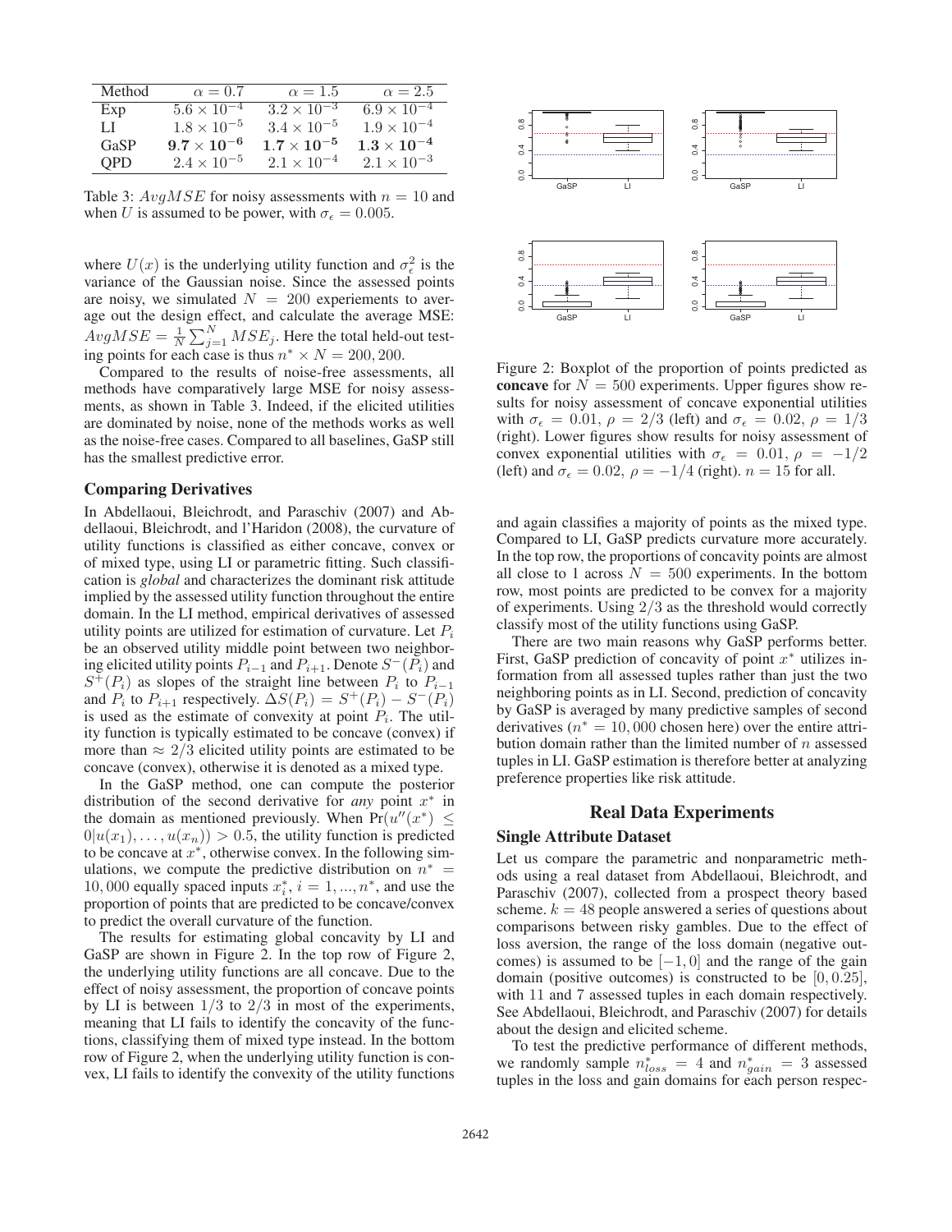| Method | $\alpha = 0.7$ | $\alpha = 1.5$ | $\alpha = 2.5$ |
|---|---|---|---|
| Exp | $5.6 \times 10^{-4}$ | $3.2 \times 10^{-3}$ | $6.9 \times 10^{-4}$ |
| LI | $1.8 \times 10^{-5}$ | $3.4 \times 10^{-5}$ | $1.9 \times 10^{-4}$ |
| GaSP | $\mathbf{9.7 \times 10^{-6}}$ | $\mathbf{1.7 \times 10^{-5}}$ | $\mathbf{1.3 \times 10^{-4}}$ |
| QPD | $2.4 \times 10^{-5}$ | $2.1 \times 10^{-4}$ | $2.1 \times 10^{-3}$ |

Table 3: $AvgMSE$ for noisy assessments with $n = 10$ and when $U$ is assumed to be power, with $\sigma_\epsilon = 0.005$.

where $U(x)$ is the underlying utility function and $\sigma_\epsilon^2$ is the variance of the Gaussian noise. Since the assessed points are noisy, we simulated $N = 200$ experiements to average out the design effect, and calculate the average MSE: $AvgMSE = \frac{1}{N}\sum_{j=1}^{N} MSE_j$. Here the total held-out testing points for each case is thus $n^* \times N = 200, 200$.

Compared to the results of noise-free assessments, all methods have comparatively large MSE for noisy assessments, as shown in Table 3. Indeed, if the elicited utilities are dominated by noise, none of the methods works as well as the noise-free cases. Compared to all baselines, GaSP still has the smallest predictive error.

## Comparing Derivatives

In Abdellaoui, Bleichrodt, and Paraschiv (2007) and Abdellaoui, Bleichrodt, and l'Haridon (2008), the curvature of utility functions is classified as either concave, convex or of mixed type, using LI or parametric fitting. Such classification is *global* and characterizes the dominant risk attitude implied by the assessed utility function throughout the entire domain. In the LI method, empirical derivatives of assessed utility points are utilized for estimation of curvature. Let $P_i$ be an observed utility middle point between two neighboring elicited utility points $P_{i-1}$ and $P_{i+1}$. Denote $S^-(P_i)$ and $S^+(P_i)$ as slopes of the straight line between $P_i$ to $P_{i-1}$ and $P_i$ to $P_{i+1}$ respectively. $\Delta S(P_i) = S^+(P_i) - S^-(P_i)$ is used as the estimate of convexity at point $P_i$. The utility function is typically estimated to be concave (convex) if more than $\approx 2/3$ elicited utility points are estimated to be concave (convex), otherwise it is denoted as a mixed type.

In the GaSP method, one can compute the posterior distribution of the second derivative for *any* point $x^*$ in the domain as mentioned previously. When $\Pr(u''(x^*) \leq 0 | u(x_1), \ldots, u(x_n)) > 0.5$, the utility function is predicted to be concave at $x^*$, otherwise convex. In the following simulations, we compute the predictive distribution on $n^* = 10,000$ equally spaced inputs $x_i^*$, $i = 1, ..., n^*$, and use the proportion of points that are predicted to be concave/convex to predict the overall curvature of the function.

The results for estimating global concavity by LI and GaSP are shown in Figure 2. In the top row of Figure 2, the underlying utility functions are all concave. Due to the effect of noisy assessment, the proportion of concave points by LI is between $1/3$ to $2/3$ in most of the experiments, meaning that LI fails to identify the concavity of the functions, classifying them of mixed type instead. In the bottom row of Figure 2, when the underlying utility function is convex, LI fails to identify the convexity of the utility functions and again classifies a majority of points as the mixed type. Compared to LI, GaSP predicts curvature more accurately. In the top row, the proportions of concavity points are almost all close to 1 across $N = 500$ experiments. In the bottom row, most points are predicted to be convex for a majority of experiments. Using $2/3$ as the threshold would correctly classify most of the utility functions using GaSP.

Figure 2: Boxplot of the proportion of points predicted as **concave** for $N = 500$ experiments. Upper figures show results for noisy assessment of concave exponential utilities with $\sigma_\epsilon = 0.01$, $\rho = 2/3$ (left) and $\sigma_\epsilon = 0.02$, $\rho = 1/3$ (right). Lower figures show results for noisy assessment of convex exponential utilities with $\sigma_\epsilon = 0.01$, $\rho = -1/2$ (left) and $\sigma_\epsilon = 0.02$, $\rho = -1/4$ (right). $n = 15$ for all.

There are two main reasons why GaSP performs better. First, GaSP prediction of concavity of point $x^*$ utilizes information from all assessed tuples rather than just the two neighboring points as in LI. Second, prediction of concavity by GaSP is averaged by many predictive samples of second derivatives ($n^* = 10,000$ chosen here) over the entire attribution domain rather than the limited number of $n$ assessed tuples in LI. GaSP estimation is therefore better at analyzing preference properties like risk attitude.

# Real Data Experiments

## Single Attribute Dataset

Let us compare the parametric and nonparametric methods using a real dataset from Abdellaoui, Bleichrodt, and Paraschiv (2007), collected from a prospect theory based scheme. $k = 48$ people answered a series of questions about comparisons between risky gambles. Due to the effect of loss aversion, the range of the loss domain (negative outcomes) is assumed to be $[-1, 0]$ and the range of the gain domain (positive outcomes) is constructed to be $[0, 0.25]$, with 11 and 7 assessed tuples in each domain respectively. See Abdellaoui, Bleichrodt, and Paraschiv (2007) for details about the design and elicited scheme.

To test the predictive performance of different methods, we randomly sample $n^*_{loss} = 4$ and $n^*_{gain} = 3$ assessed tuples in the loss and gain domains for each person respec-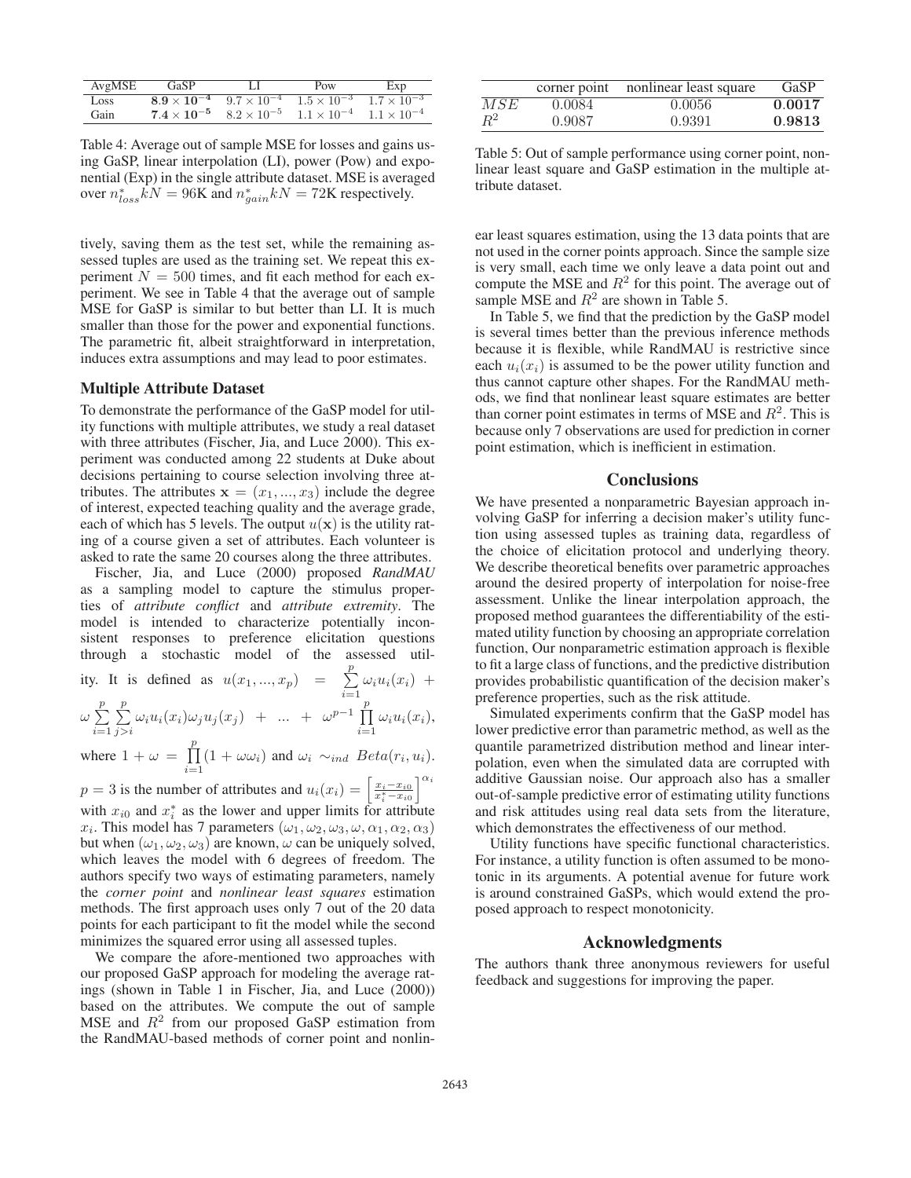| AvgMSE | GaSP | LI | Pow | Exp |
|---|---|---|---|---|
| Loss | $\mathbf{8.9 \times 10^{-4}}$ | $9.7 \times 10^{-4}$ | $1.5 \times 10^{-3}$ | $1.7 \times 10^{-3}$ |
| Gain | $\mathbf{7.4 \times 10^{-5}}$ | $8.2 \times 10^{-5}$ | $1.1 \times 10^{-4}$ | $1.1 \times 10^{-4}$ |

Table 4: Average out of sample MSE for losses and gains using GaSP, linear interpolation (LI), power (Pow) and exponential (Exp) in the single attribute dataset. MSE is averaged over $n^*_{loss}kN = 96$K and $n^*_{gain}kN = 72$K respectively.

tively, saving them as the test set, while the remaining assessed tuples are used as the training set. We repeat this experiment $N = 500$ times, and fit each method for each experiment. We see in Table 4 that the average out of sample MSE for GaSP is similar to but better than LI. It is much smaller than those for the power and exponential functions. The parametric fit, albeit straightforward in interpretation, induces extra assumptions and may lead to poor estimates.

### Multiple Attribute Dataset

To demonstrate the performance of the GaSP model for utility functions with multiple attributes, we study a real dataset with three attributes (Fischer, Jia, and Luce 2000). This experiment was conducted among 22 students at Duke about decisions pertaining to course selection involving three attributes. The attributes $\mathbf{x} = (x_1, ..., x_3)$ include the degree of interest, expected teaching quality and the average grade, each of which has 5 levels. The output $u(\mathbf{x})$ is the utility rating of a course given a set of attributes. Each volunteer is asked to rate the same 20 courses along the three attributes.

Fischer, Jia, and Luce (2000) proposed *RandMAU* as a sampling model to capture the stimulus properties of *attribute conflict* and *attribute extremity*. The model is intended to characterize potentially inconsistent responses to preference elicitation questions through a stochastic model of the assessed utility. It is defined as $u(x_1, ..., x_p) = \sum_{i=1}^{p} \omega_i u_i(x_i) + \omega \sum_{i=1}^{p} \sum_{j>i}^{p} \omega_i u_i(x_i) \omega_j u_j(x_j) + ... + \omega^{p-1} \prod_{i=1}^{p} \omega_i u_i(x_i)$, where $1 + \omega = \prod_{i=1}^{p}(1 + \omega\omega_i)$ and $\omega_i \sim_{ind} Beta(r_i, u_i)$. $p = 3$ is the number of attributes and $u_i(x_i) = \left[\frac{x_i - x_{i0}}{x_i^* - x_{i0}}\right]^{\alpha_i}$ with $x_{i0}$ and $x_i^*$ as the lower and upper limits for attribute $x_i$. This model has 7 parameters $(\omega_1, \omega_2, \omega_3, \omega, \alpha_1, \alpha_2, \alpha_3)$ but when $(\omega_1, \omega_2, \omega_3)$ are known, $\omega$ can be uniquely solved, which leaves the model with 6 degrees of freedom. The authors specify two ways of estimating parameters, namely the *corner point* and *nonlinear least squares* estimation methods. The first approach uses only 7 out of the 20 data points for each participant to fit the model while the second minimizes the squared error using all assessed tuples.

We compare the afore-mentioned two approaches with our proposed GaSP approach for modeling the average ratings (shown in Table 1 in Fischer, Jia, and Luce (2000)) based on the attributes. We compute the out of sample MSE and $R^2$ from our proposed GaSP estimation from the RandMAU-based methods of corner point and nonlinear least squares estimation, using the 13 data points that are not used in the corner points approach. Since the sample size is very small, each time we only leave a data point out and compute the MSE and $R^2$ for this point. The average out of sample MSE and $R^2$ are shown in Table 5.

|  | corner point | nonlinear least square | GaSP |
|---|---|---|---|
| $MSE$ | 0.0084 | 0.0056 | **0.0017** |
| $R^2$ | 0.9087 | 0.9391 | **0.9813** |

Table 5: Out of sample performance using corner point, nonlinear least square and GaSP estimation in the multiple attribute dataset.

In Table 5, we find that the prediction by the GaSP model is several times better than the previous inference methods because it is flexible, while RandMAU is restrictive since each $u_i(x_i)$ is assumed to be the power utility function and thus cannot capture other shapes. For the RandMAU methods, we find that nonlinear least square estimates are better than corner point estimates in terms of MSE and $R^2$. This is because only 7 observations are used for prediction in corner point estimation, which is inefficient in estimation.

## Conclusions

We have presented a nonparametric Bayesian approach involving GaSP for inferring a decision maker's utility function using assessed tuples as training data, regardless of the choice of elicitation protocol and underlying theory. We describe theoretical benefits over parametric approaches around the desired property of interpolation for noise-free assessment. Unlike the linear interpolation approach, the proposed method guarantees the differentiability of the estimated utility function by choosing an appropriate correlation function, Our nonparametric estimation approach is flexible to fit a large class of functions, and the predictive distribution provides probabilistic quantification of the decision maker's preference properties, such as the risk attitude.

Simulated experiments confirm that the GaSP model has lower predictive error than parametric method, as well as the quantile parametrized distribution method and linear interpolation, even when the simulated data are corrupted with additive Gaussian noise. Our approach also has a smaller out-of-sample predictive error of estimating utility functions and risk attitudes using real data sets from the literature, which demonstrates the effectiveness of our method.

Utility functions have specific functional characteristics. For instance, a utility function is often assumed to be monotonic in its arguments. A potential avenue for future work is around constrained GaSPs, which would extend the proposed approach to respect monotonicity.

## Acknowledgments

The authors thank three anonymous reviewers for useful feedback and suggestions for improving the paper.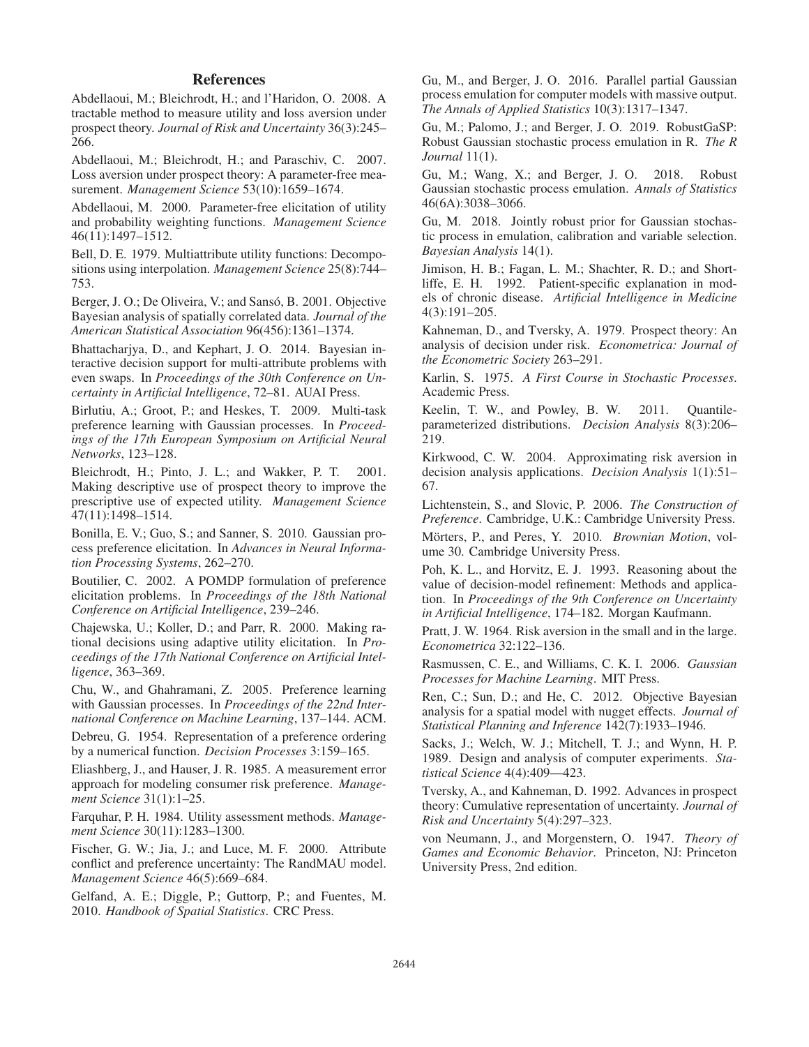## References

Abdellaoui, M.; Bleichrodt, H.; and l'Haridon, O. 2008. A tractable method to measure utility and loss aversion under prospect theory. *Journal of Risk and Uncertainty* 36(3):245–266.

Abdellaoui, M.; Bleichrodt, H.; and Paraschiv, C. 2007. Loss aversion under prospect theory: A parameter-free measurement. *Management Science* 53(10):1659–1674.

Abdellaoui, M. 2000. Parameter-free elicitation of utility and probability weighting functions. *Management Science* 46(11):1497–1512.

Bell, D. E. 1979. Multiattribute utility functions: Decompositions using interpolation. *Management Science* 25(8):744–753.

Berger, J. O.; De Oliveira, V.; and Sansó, B. 2001. Objective Bayesian analysis of spatially correlated data. *Journal of the American Statistical Association* 96(456):1361–1374.

Bhattacharjya, D., and Kephart, J. O. 2014. Bayesian interactive decision support for multi-attribute problems with even swaps. In *Proceedings of the 30th Conference on Uncertainty in Artificial Intelligence*, 72–81. AUAI Press.

Birlutiu, A.; Groot, P.; and Heskes, T. 2009. Multi-task preference learning with Gaussian processes. In *Proceedings of the 17th European Symposium on Artificial Neural Networks*, 123–128.

Bleichrodt, H.; Pinto, J. L.; and Wakker, P. T. 2001. Making descriptive use of prospect theory to improve the prescriptive use of expected utility. *Management Science* 47(11):1498–1514.

Bonilla, E. V.; Guo, S.; and Sanner, S. 2010. Gaussian process preference elicitation. In *Advances in Neural Information Processing Systems*, 262–270.

Boutilier, C. 2002. A POMDP formulation of preference elicitation problems. In *Proceedings of the 18th National Conference on Artificial Intelligence*, 239–246.

Chajewska, U.; Koller, D.; and Parr, R. 2000. Making rational decisions using adaptive utility elicitation. In *Proceedings of the 17th National Conference on Artificial Intelligence*, 363–369.

Chu, W., and Ghahramani, Z. 2005. Preference learning with Gaussian processes. In *Proceedings of the 22nd International Conference on Machine Learning*, 137–144. ACM.

Debreu, G. 1954. Representation of a preference ordering by a numerical function. *Decision Processes* 3:159–165.

Eliashberg, J., and Hauser, J. R. 1985. A measurement error approach for modeling consumer risk preference. *Management Science* 31(1):1–25.

Farquhar, P. H. 1984. Utility assessment methods. *Management Science* 30(11):1283–1300.

Fischer, G. W.; Jia, J.; and Luce, M. F. 2000. Attribute conflict and preference uncertainty: The RandMAU model. *Management Science* 46(5):669–684.

Gelfand, A. E.; Diggle, P.; Guttorp, P.; and Fuentes, M. 2010. *Handbook of Spatial Statistics*. CRC Press.

Gu, M., and Berger, J. O. 2016. Parallel partial Gaussian process emulation for computer models with massive output. *The Annals of Applied Statistics* 10(3):1317–1347.

Gu, M.; Palomo, J.; and Berger, J. O. 2019. RobustGaSP: Robust Gaussian stochastic process emulation in R. *The R Journal* 11(1).

Gu, M.; Wang, X.; and Berger, J. O. 2018. Robust Gaussian stochastic process emulation. *Annals of Statistics* 46(6A):3038–3066.

Gu, M. 2018. Jointly robust prior for Gaussian stochastic process in emulation, calibration and variable selection. *Bayesian Analysis* 14(1).

Jimison, H. B.; Fagan, L. M.; Shachter, R. D.; and Shortliffe, E. H. 1992. Patient-specific explanation in models of chronic disease. *Artificial Intelligence in Medicine* 4(3):191–205.

Kahneman, D., and Tversky, A. 1979. Prospect theory: An analysis of decision under risk. *Econometrica: Journal of the Econometric Society* 263–291.

Karlin, S. 1975. *A First Course in Stochastic Processes*. Academic Press.

Keelin, T. W., and Powley, B. W. 2011. Quantile-parameterized distributions. *Decision Analysis* 8(3):206–219.

Kirkwood, C. W. 2004. Approximating risk aversion in decision analysis applications. *Decision Analysis* 1(1):51–67.

Lichtenstein, S., and Slovic, P. 2006. *The Construction of Preference*. Cambridge, U.K.: Cambridge University Press.

Mörters, P., and Peres, Y. 2010. *Brownian Motion*, volume 30. Cambridge University Press.

Poh, K. L., and Horvitz, E. J. 1993. Reasoning about the value of decision-model refinement: Methods and application. In *Proceedings of the 9th Conference on Uncertainty in Artificial Intelligence*, 174–182. Morgan Kaufmann.

Pratt, J. W. 1964. Risk aversion in the small and in the large. *Econometrica* 32:122–136.

Rasmussen, C. E., and Williams, C. K. I. 2006. *Gaussian Processes for Machine Learning*. MIT Press.

Ren, C.; Sun, D.; and He, C. 2012. Objective Bayesian analysis for a spatial model with nugget effects. *Journal of Statistical Planning and Inference* 142(7):1933–1946.

Sacks, J.; Welch, W. J.; Mitchell, T. J.; and Wynn, H. P. 1989. Design and analysis of computer experiments. *Statistical Science* 4(4):409—423.

Tversky, A., and Kahneman, D. 1992. Advances in prospect theory: Cumulative representation of uncertainty. *Journal of Risk and Uncertainty* 5(4):297–323.

von Neumann, J., and Morgenstern, O. 1947. *Theory of Games and Economic Behavior*. Princeton, NJ: Princeton University Press, 2nd edition.